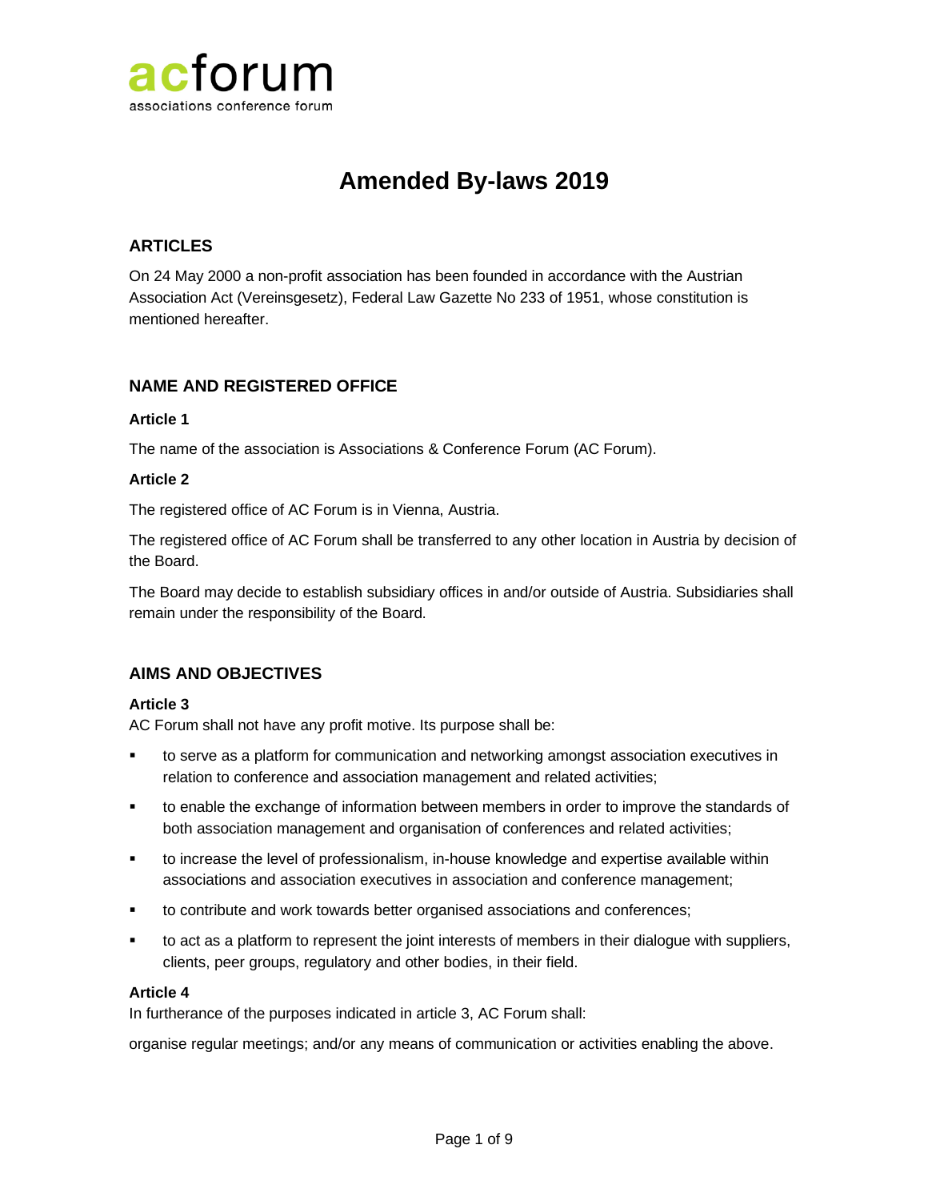acforum
associations conference forum

# Amended By-laws 2019

## ARTICLES

On 24 May 2000 a non-profit association has been founded in accordance with the Austrian Association Act (Vereinsgesetz), Federal Law Gazette No 233 of 1951, whose constitution is mentioned hereafter.

## NAME AND REGISTERED OFFICE

### Article 1

The name of the association is Associations & Conference Forum (AC Forum).

### Article 2

The registered office of AC Forum is in Vienna, Austria.

The registered office of AC Forum shall be transferred to any other location in Austria by decision of the Board.

The Board may decide to establish subsidiary offices in and/or outside of Austria. Subsidiaries shall remain under the responsibility of the Board.

## AIMS AND OBJECTIVES

### Article 3

AC Forum shall not have any profit motive. Its purpose shall be:

- to serve as a platform for communication and networking amongst association executives in relation to conference and association management and related activities;
- to enable the exchange of information between members in order to improve the standards of both association management and organisation of conferences and related activities;
- to increase the level of professionalism, in-house knowledge and expertise available within associations and association executives in association and conference management;
- to contribute and work towards better organised associations and conferences;
- to act as a platform to represent the joint interests of members in their dialogue with suppliers, clients, peer groups, regulatory and other bodies, in their field.

### Article 4

In furtherance of the purposes indicated in article 3, AC Forum shall:

organise regular meetings; and/or any means of communication or activities enabling the above.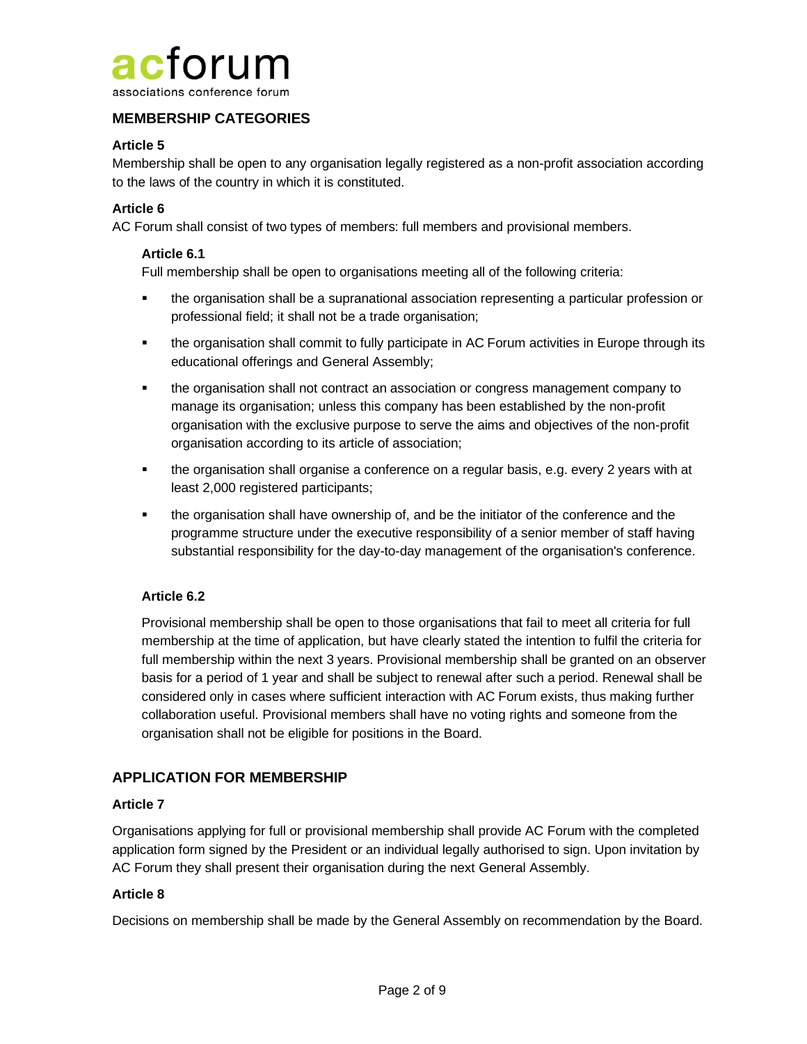## MEMBERSHIP CATEGORIES

### Article 5

Membership shall be open to any organisation legally registered as a non-profit association according to the laws of the country in which it is constituted.

### Article 6

AC Forum shall consist of two types of members: full members and provisional members.

#### Article 6.1

Full membership shall be open to organisations meeting all of the following criteria:

- the organisation shall be a supranational association representing a particular profession or professional field; it shall not be a trade organisation;
- the organisation shall commit to fully participate in AC Forum activities in Europe through its educational offerings and General Assembly;
- the organisation shall not contract an association or congress management company to manage its organisation; unless this company has been established by the non-profit organisation with the exclusive purpose to serve the aims and objectives of the non-profit organisation according to its article of association;
- the organisation shall organise a conference on a regular basis, e.g. every 2 years with at least 2,000 registered participants;
- the organisation shall have ownership of, and be the initiator of the conference and the programme structure under the executive responsibility of a senior member of staff having substantial responsibility for the day-to-day management of the organisation's conference.

#### Article 6.2

Provisional membership shall be open to those organisations that fail to meet all criteria for full membership at the time of application, but have clearly stated the intention to fulfil the criteria for full membership within the next 3 years. Provisional membership shall be granted on an observer basis for a period of 1 year and shall be subject to renewal after such a period. Renewal shall be considered only in cases where sufficient interaction with AC Forum exists, thus making further collaboration useful. Provisional members shall have no voting rights and someone from the organisation shall not be eligible for positions in the Board.

## APPLICATION FOR MEMBERSHIP

### Article 7

Organisations applying for full or provisional membership shall provide AC Forum with the completed application form signed by the President or an individual legally authorised to sign. Upon invitation by AC Forum they shall present their organisation during the next General Assembly.

### Article 8

Decisions on membership shall be made by the General Assembly on recommendation by the Board.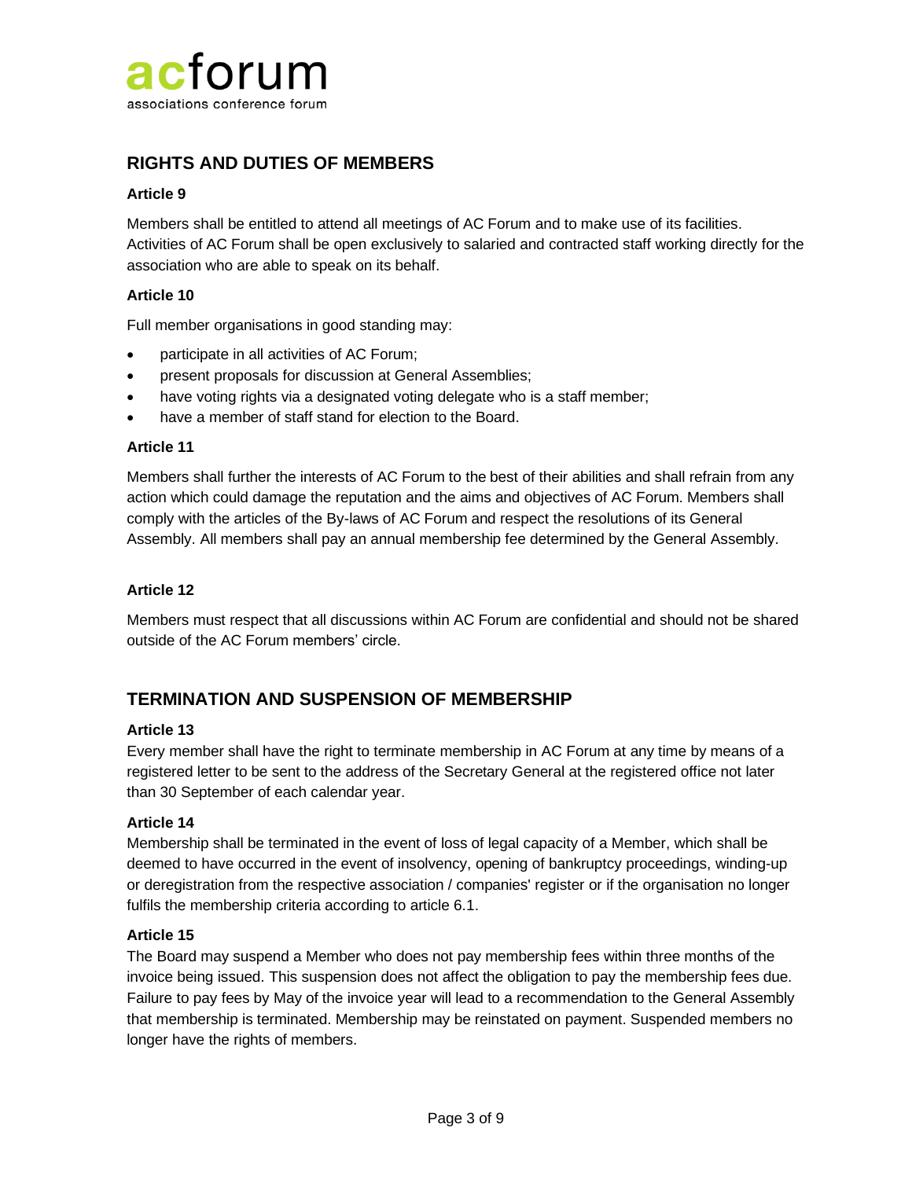## RIGHTS AND DUTIES OF MEMBERS

### Article 9

Members shall be entitled to attend all meetings of AC Forum and to make use of its facilities. Activities of AC Forum shall be open exclusively to salaried and contracted staff working directly for the association who are able to speak on its behalf.

### Article 10

Full member organisations in good standing may:

- participate in all activities of AC Forum;
- present proposals for discussion at General Assemblies;
- have voting rights via a designated voting delegate who is a staff member;
- have a member of staff stand for election to the Board.

### Article 11

Members shall further the interests of AC Forum to the best of their abilities and shall refrain from any action which could damage the reputation and the aims and objectives of AC Forum. Members shall comply with the articles of the By-laws of AC Forum and respect the resolutions of its General Assembly. All members shall pay an annual membership fee determined by the General Assembly.

### Article 12

Members must respect that all discussions within AC Forum are confidential and should not be shared outside of the AC Forum members' circle.

## TERMINATION AND SUSPENSION OF MEMBERSHIP

### Article 13

Every member shall have the right to terminate membership in AC Forum at any time by means of a registered letter to be sent to the address of the Secretary General at the registered office not later than 30 September of each calendar year.

### Article 14

Membership shall be terminated in the event of loss of legal capacity of a Member, which shall be deemed to have occurred in the event of insolvency, opening of bankruptcy proceedings, winding-up or deregistration from the respective association / companies' register or if the organisation no longer fulfils the membership criteria according to article 6.1.

### Article 15

The Board may suspend a Member who does not pay membership fees within three months of the invoice being issued. This suspension does not affect the obligation to pay the membership fees due. Failure to pay fees by May of the invoice year will lead to a recommendation to the General Assembly that membership is terminated. Membership may be reinstated on payment. Suspended members no longer have the rights of members.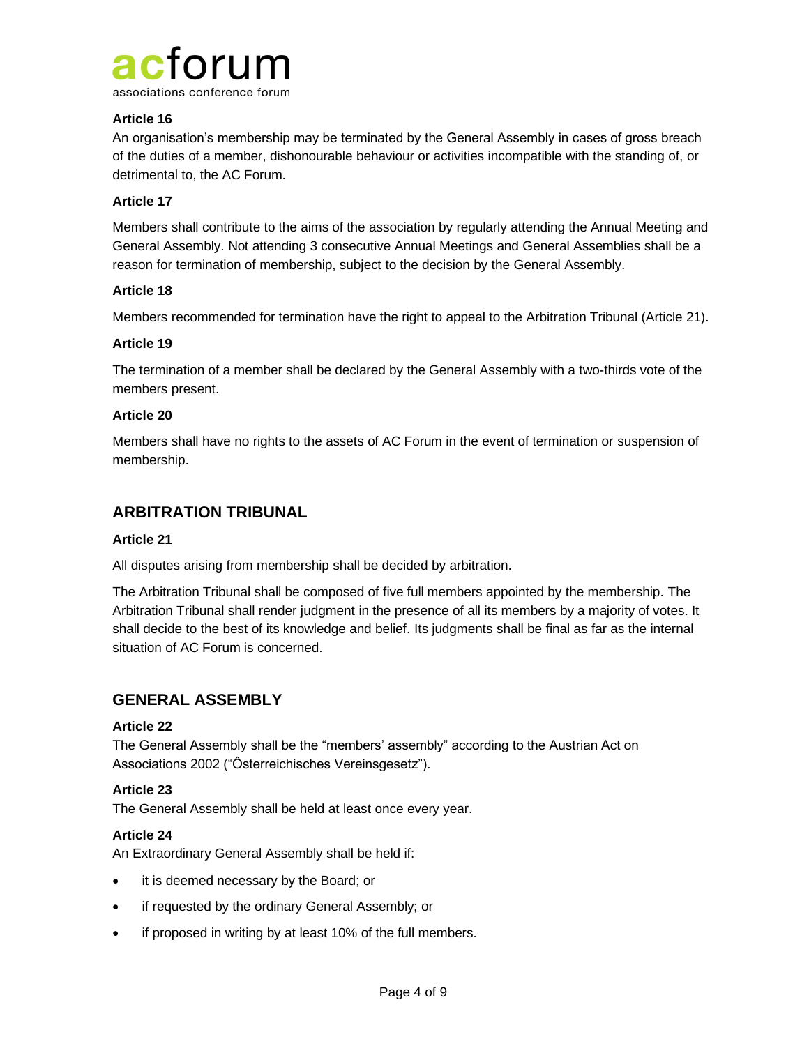#### Article 16

An organisation's membership may be terminated by the General Assembly in cases of gross breach of the duties of a member, dishonourable behaviour or activities incompatible with the standing of, or detrimental to, the AC Forum.

#### Article 17

Members shall contribute to the aims of the association by regularly attending the Annual Meeting and General Assembly. Not attending 3 consecutive Annual Meetings and General Assemblies shall be a reason for termination of membership, subject to the decision by the General Assembly.

#### Article 18

Members recommended for termination have the right to appeal to the Arbitration Tribunal (Article 21).

#### Article 19

The termination of a member shall be declared by the General Assembly with a two-thirds vote of the members present.

#### Article 20

Members shall have no rights to the assets of AC Forum in the event of termination or suspension of membership.

## ARBITRATION TRIBUNAL

#### Article 21

All disputes arising from membership shall be decided by arbitration.

The Arbitration Tribunal shall be composed of five full members appointed by the membership. The Arbitration Tribunal shall render judgment in the presence of all its members by a majority of votes. It shall decide to the best of its knowledge and belief. Its judgments shall be final as far as the internal situation of AC Forum is concerned.

## GENERAL ASSEMBLY

#### Article 22

The General Assembly shall be the "members' assembly" according to the Austrian Act on Associations 2002 ("Ôsterreichisches Vereinsgesetz").

#### Article 23

The General Assembly shall be held at least once every year.

#### Article 24

An Extraordinary General Assembly shall be held if:

- it is deemed necessary by the Board; or
- if requested by the ordinary General Assembly; or
- if proposed in writing by at least 10% of the full members.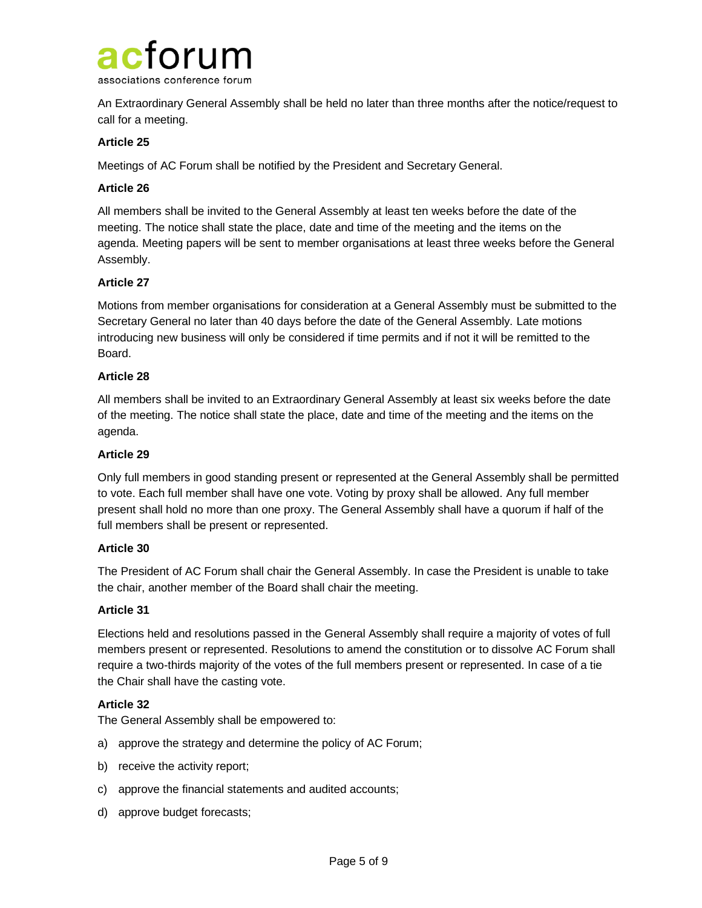An Extraordinary General Assembly shall be held no later than three months after the notice/request to call for a meeting.

**Article 25**

Meetings of AC Forum shall be notified by the President and Secretary General.

**Article 26**

All members shall be invited to the General Assembly at least ten weeks before the date of the meeting. The notice shall state the place, date and time of the meeting and the items on the agenda. Meeting papers will be sent to member organisations at least three weeks before the General Assembly.

**Article 27**

Motions from member organisations for consideration at a General Assembly must be submitted to the Secretary General no later than 40 days before the date of the General Assembly. Late motions introducing new business will only be considered if time permits and if not it will be remitted to the Board.

**Article 28**

All members shall be invited to an Extraordinary General Assembly at least six weeks before the date of the meeting. The notice shall state the place, date and time of the meeting and the items on the agenda.

**Article 29**

Only full members in good standing present or represented at the General Assembly shall be permitted to vote. Each full member shall have one vote. Voting by proxy shall be allowed. Any full member present shall hold no more than one proxy. The General Assembly shall have a quorum if half of the full members shall be present or represented.

**Article 30**

The President of AC Forum shall chair the General Assembly. In case the President is unable to take the chair, another member of the Board shall chair the meeting.

**Article 31**

Elections held and resolutions passed in the General Assembly shall require a majority of votes of full members present or represented. Resolutions to amend the constitution or to dissolve AC Forum shall require a two-thirds majority of the votes of the full members present or represented. In case of a tie the Chair shall have the casting vote.

**Article 32**

The General Assembly shall be empowered to:

a) approve the strategy and determine the policy of AC Forum;

b) receive the activity report;

c) approve the financial statements and audited accounts;

d) approve budget forecasts;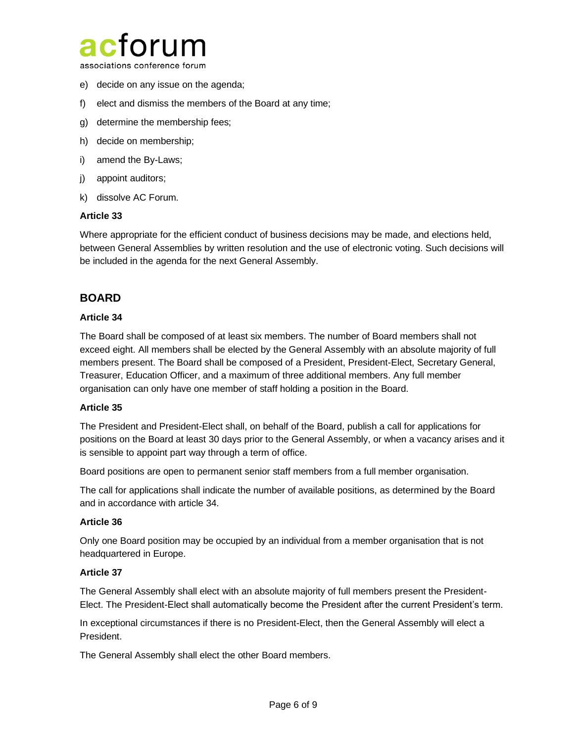e) decide on any issue on the agenda;

f) elect and dismiss the members of the Board at any time;

g) determine the membership fees;

h) decide on membership;

i) amend the By-Laws;

j) appoint auditors;

k) dissolve AC Forum.

**Article 33**

Where appropriate for the efficient conduct of business decisions may be made, and elections held, between General Assemblies by written resolution and the use of electronic voting. Such decisions will be included in the agenda for the next General Assembly.

## BOARD

**Article 34**

The Board shall be composed of at least six members. The number of Board members shall not exceed eight. All members shall be elected by the General Assembly with an absolute majority of full members present. The Board shall be composed of a President, President-Elect, Secretary General, Treasurer, Education Officer, and a maximum of three additional members. Any full member organisation can only have one member of staff holding a position in the Board.

**Article 35**

The President and President-Elect shall, on behalf of the Board, publish a call for applications for positions on the Board at least 30 days prior to the General Assembly, or when a vacancy arises and it is sensible to appoint part way through a term of office.

Board positions are open to permanent senior staff members from a full member organisation.

The call for applications shall indicate the number of available positions, as determined by the Board and in accordance with article 34.

**Article 36**

Only one Board position may be occupied by an individual from a member organisation that is not headquartered in Europe.

**Article 37**

The General Assembly shall elect with an absolute majority of full members present the President-Elect. The President-Elect shall automatically become the President after the current President's term.

In exceptional circumstances if there is no President-Elect, then the General Assembly will elect a President.

The General Assembly shall elect the other Board members.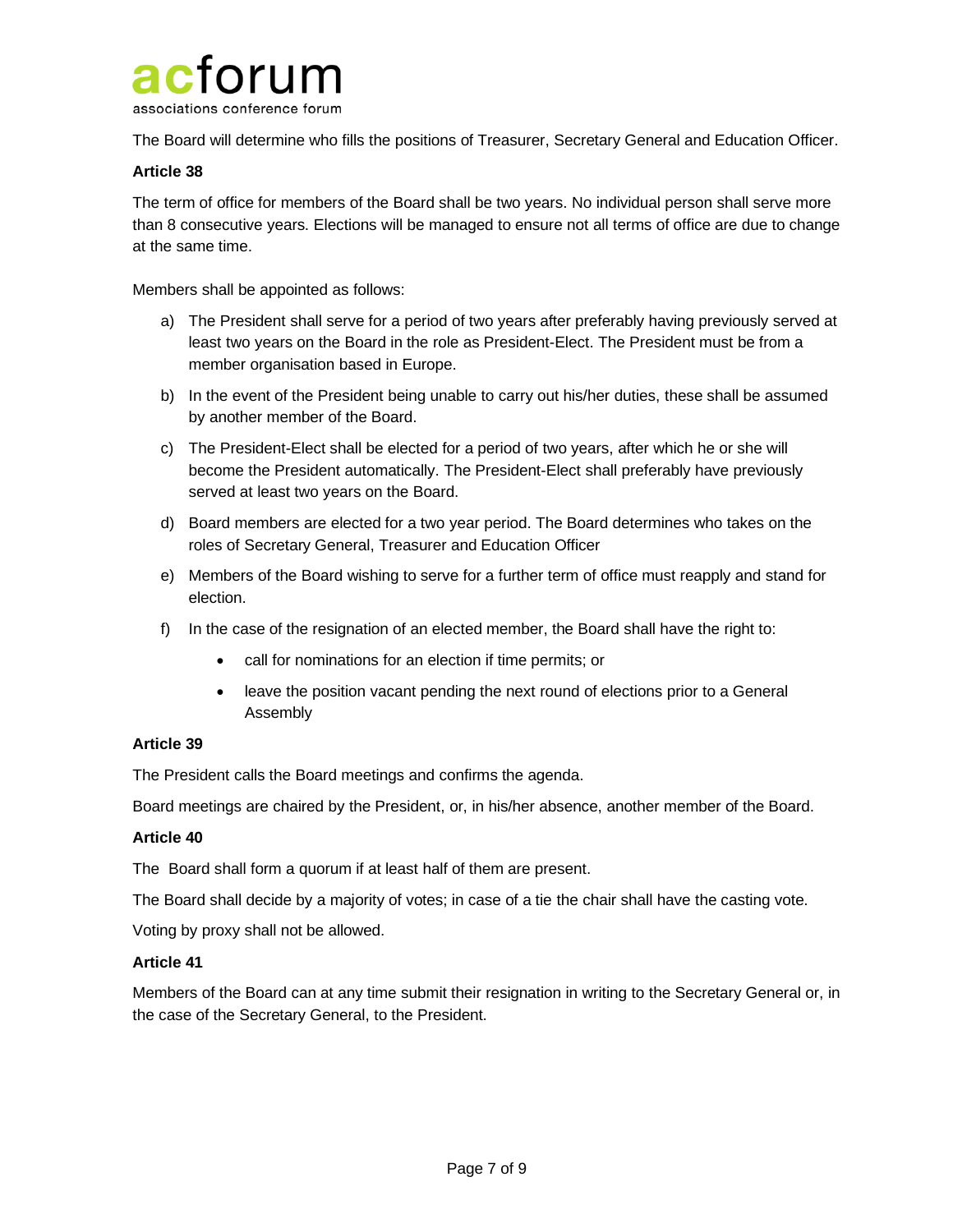The Board will determine who fills the positions of Treasurer, Secretary General and Education Officer.

**Article 38**

The term of office for members of the Board shall be two years. No individual person shall serve more than 8 consecutive years. Elections will be managed to ensure not all terms of office are due to change at the same time.

Members shall be appointed as follows:

a) The President shall serve for a period of two years after preferably having previously served at least two years on the Board in the role as President-Elect. The President must be from a member organisation based in Europe.

b) In the event of the President being unable to carry out his/her duties, these shall be assumed by another member of the Board.

c) The President-Elect shall be elected for a period of two years, after which he or she will become the President automatically. The President-Elect shall preferably have previously served at least two years on the Board.

d) Board members are elected for a two year period. The Board determines who takes on the roles of Secretary General, Treasurer and Education Officer

e) Members of the Board wishing to serve for a further term of office must reapply and stand for election.

f) In the case of the resignation of an elected member, the Board shall have the right to:

- call for nominations for an election if time permits; or
- leave the position vacant pending the next round of elections prior to a General Assembly

**Article 39**

The President calls the Board meetings and confirms the agenda.

Board meetings are chaired by the President, or, in his/her absence, another member of the Board.

**Article 40**

The Board shall form a quorum if at least half of them are present.

The Board shall decide by a majority of votes; in case of a tie the chair shall have the casting vote.

Voting by proxy shall not be allowed.

**Article 41**

Members of the Board can at any time submit their resignation in writing to the Secretary General or, in the case of the Secretary General, to the President.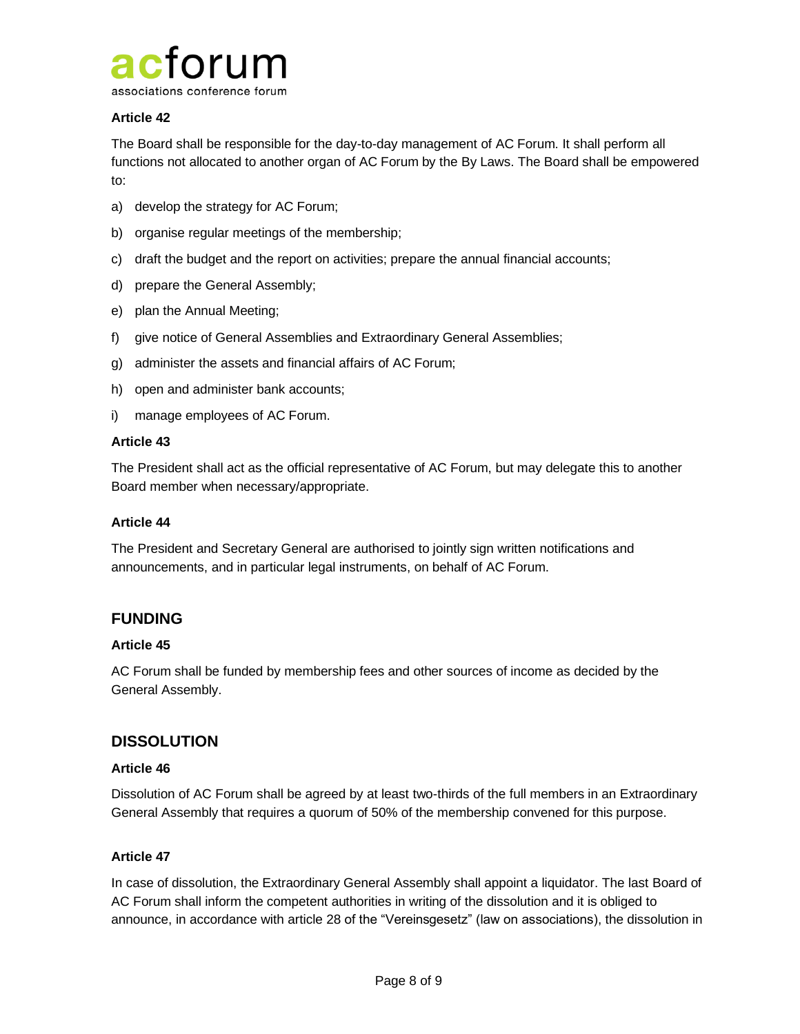**Article 42**

The Board shall be responsible for the day-to-day management of AC Forum. It shall perform all functions not allocated to another organ of AC Forum by the By Laws. The Board shall be empowered to:

a) develop the strategy for AC Forum;

b) organise regular meetings of the membership;

c) draft the budget and the report on activities; prepare the annual financial accounts;

d) prepare the General Assembly;

e) plan the Annual Meeting;

f) give notice of General Assemblies and Extraordinary General Assemblies;

g) administer the assets and financial affairs of AC Forum;

h) open and administer bank accounts;

i) manage employees of AC Forum.

**Article 43**

The President shall act as the official representative of AC Forum, but may delegate this to another Board member when necessary/appropriate.

**Article 44**

The President and Secretary General are authorised to jointly sign written notifications and announcements, and in particular legal instruments, on behalf of AC Forum.

## FUNDING

**Article 45**

AC Forum shall be funded by membership fees and other sources of income as decided by the General Assembly.

## DISSOLUTION

**Article 46**

Dissolution of AC Forum shall be agreed by at least two-thirds of the full members in an Extraordinary General Assembly that requires a quorum of 50% of the membership convened for this purpose.

**Article 47**

In case of dissolution, the Extraordinary General Assembly shall appoint a liquidator. The last Board of AC Forum shall inform the competent authorities in writing of the dissolution and it is obliged to announce, in accordance with article 28 of the "Vereinsgesetz" (law on associations), the dissolution in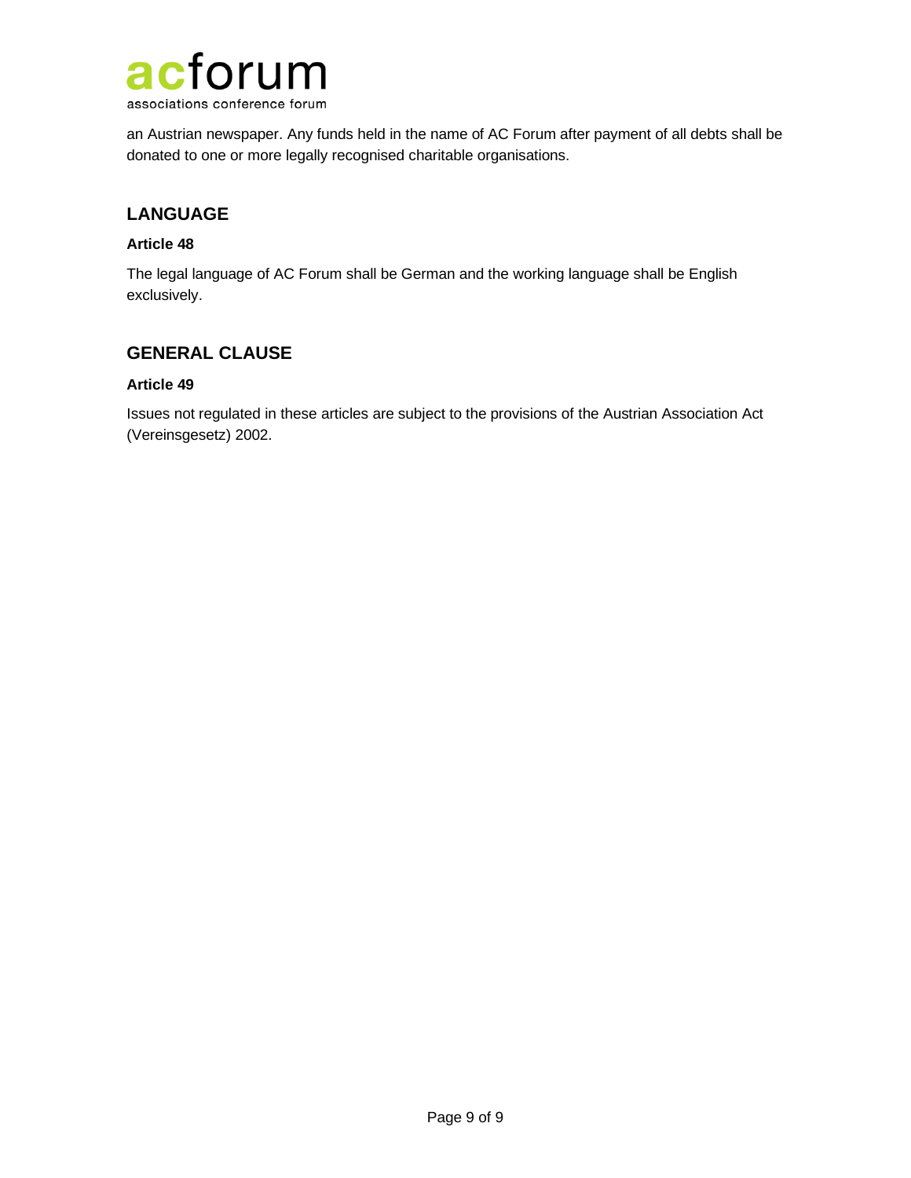an Austrian newspaper. Any funds held in the name of AC Forum after payment of all debts shall be donated to one or more legally recognised charitable organisations.

## LANGUAGE

**Article 48**

The legal language of AC Forum shall be German and the working language shall be English exclusively.

## GENERAL CLAUSE

**Article 49**

Issues not regulated in these articles are subject to the provisions of the Austrian Association Act (Vereinsgesetz) 2002.